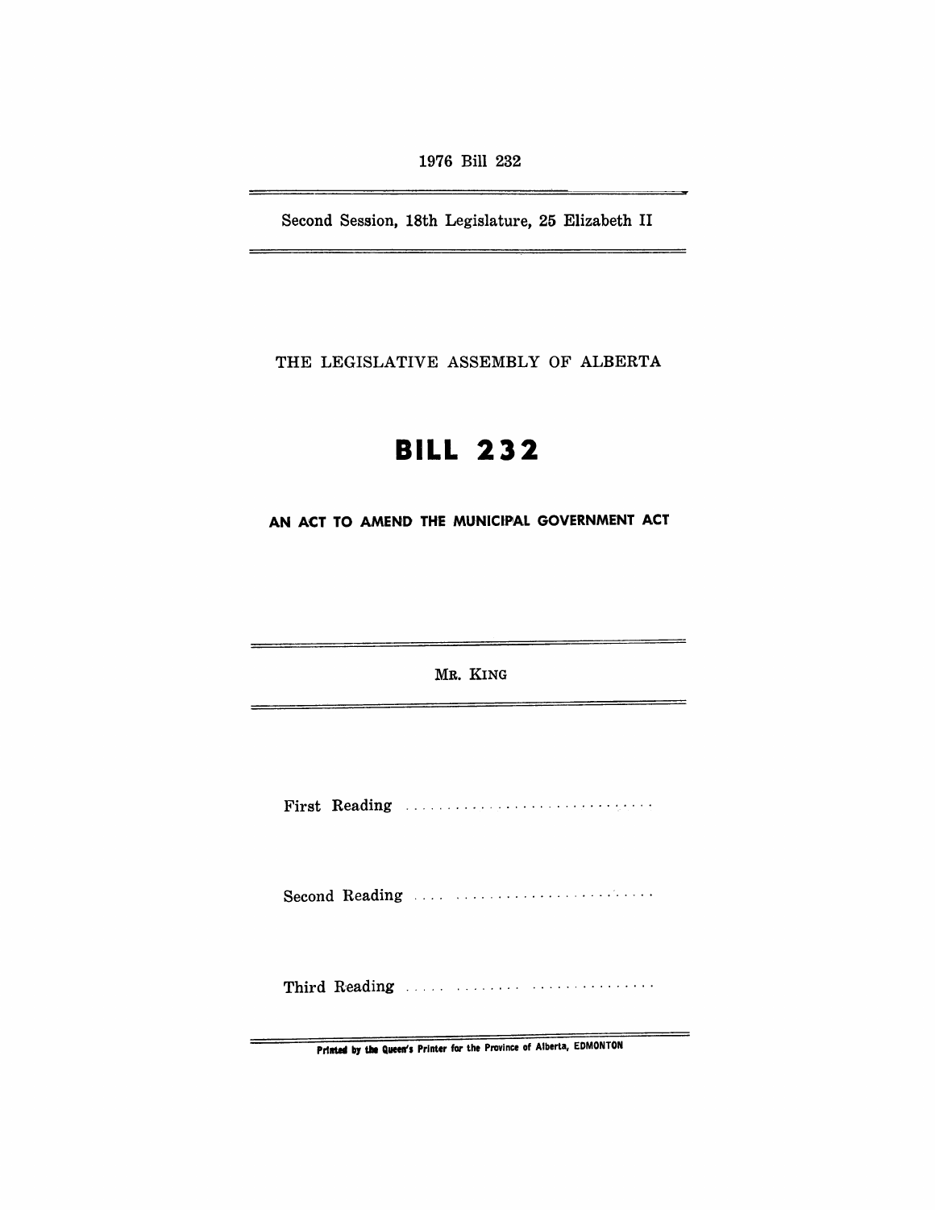1976 Bill 232

---

Second Session, 18th Legislature, 25 Elizabeth II

---

THE LEGISLATIVE ASSEMBLY OF ALBERTA

# BILL 232

## AN ACT TO AMEND THE MUNICIPAL GOVERNMENT ACT

---

MR. KING

---

First Reading . . . . . . . . . . . . . . . . . . . . . . . . . . . . . .

Second Reading . . . . . . . . . . . . . . . . . . . . . . . . . . . . .

Third Reading . . . . . . . . . . . . . . . . . . . . . . . . . . . . . .

---

Printed by the Queen's Printer for the Province of Alberta, EDMONTON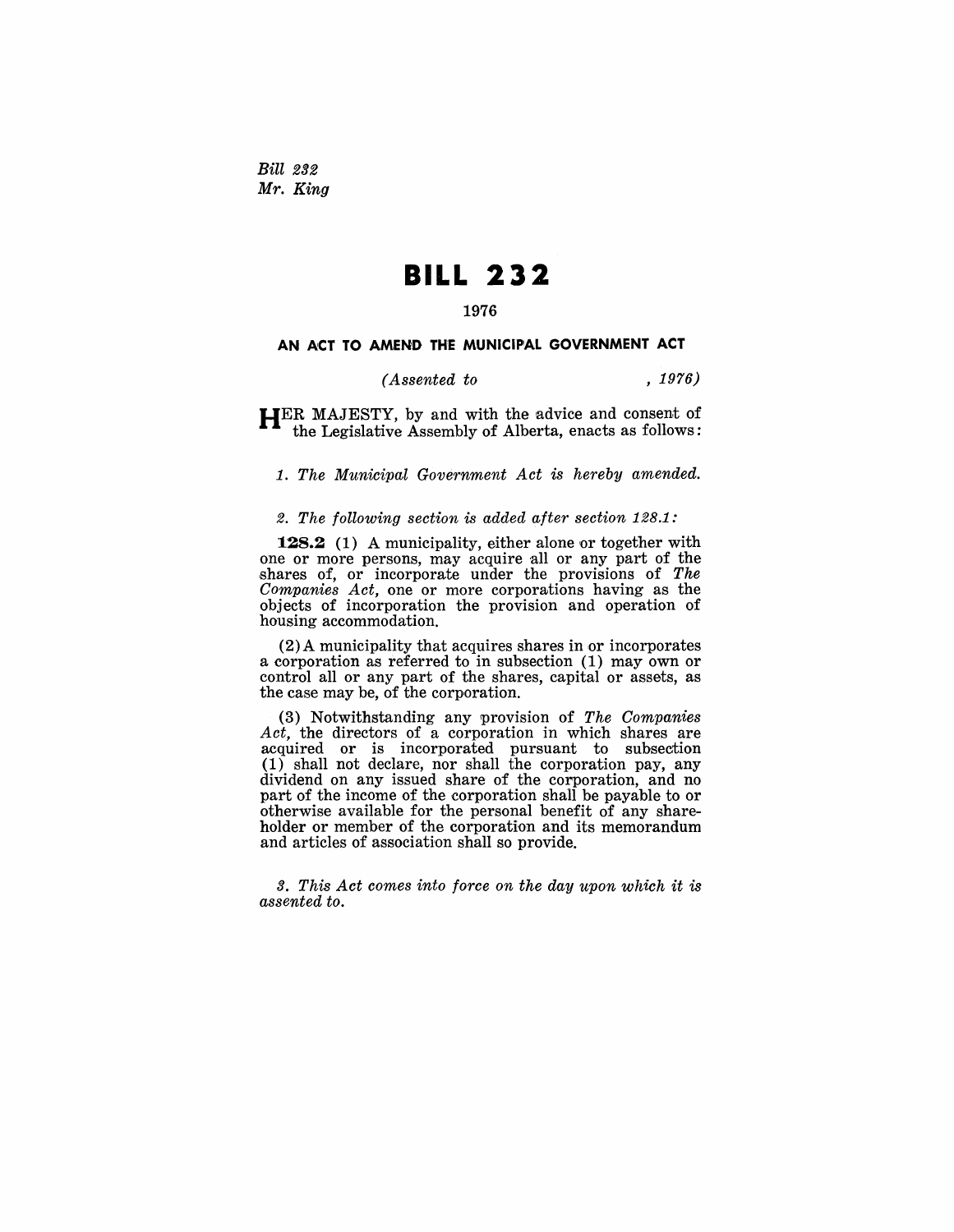*Bill 232*
*Mr. King*

# BILL 232

1976

## AN ACT TO AMEND THE MUNICIPAL GOVERNMENT ACT

*(Assented to , 1976)*

HER MAJESTY, by and with the advice and consent of the Legislative Assembly of Alberta, enacts as follows:

*1. The Municipal Government Act is hereby amended.*

*2. The following section is added after section 128.1:*

**128.2** (1) A municipality, either alone or together with one or more persons, may acquire all or any part of the shares of, or incorporate under the provisions of *The Companies Act,* one or more corporations having as the objects of incorporation the provision and operation of housing accommodation.

(2) A municipality that acquires shares in or incorporates a corporation as referred to in subsection (1) may own or control all or any part of the shares, capital or assets, as the case may be, of the corporation.

(3) Notwithstanding any provision of *The Companies Act,* the directors of a corporation in which shares are acquired or is incorporated pursuant to subsection (1) shall not declare, nor shall the corporation pay, any dividend on any issued share of the corporation, and no part of the income of the corporation shall be payable to or otherwise available for the personal benefit of any shareholder or member of the corporation and its memorandum and articles of association shall so provide.

*3. This Act comes into force on the day upon which it is assented to.*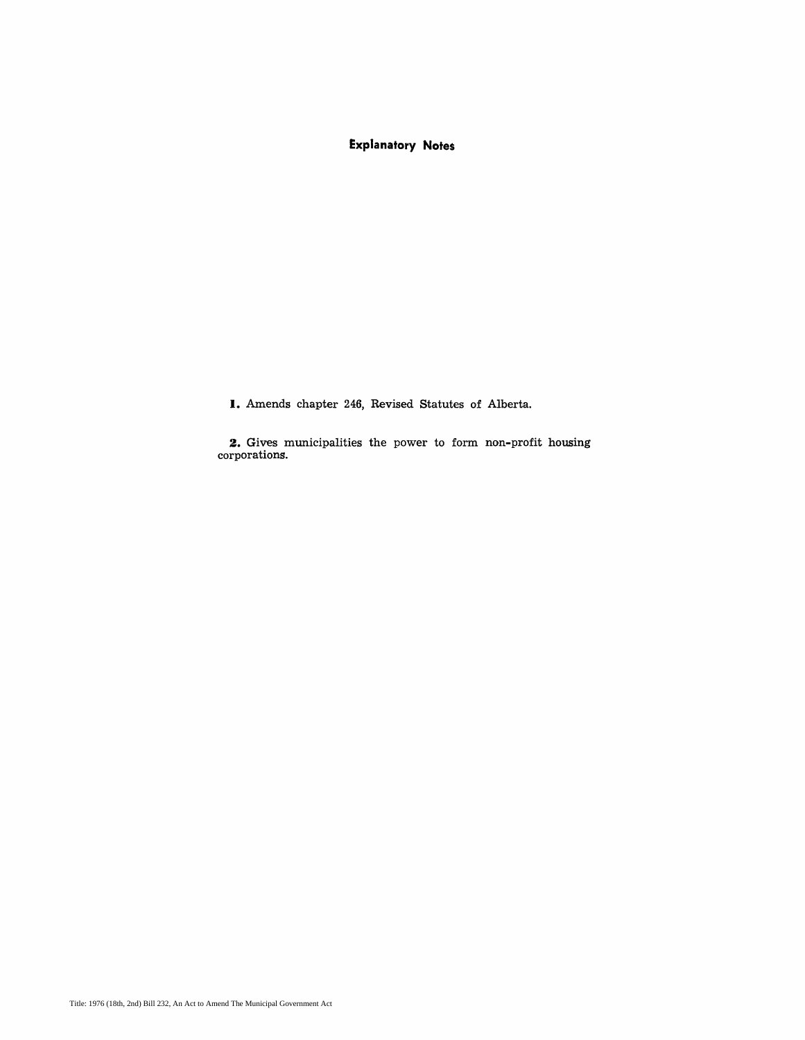# Explanatory Notes

**1.** Amends chapter 246, Revised Statutes of Alberta.

**2.** Gives municipalities the power to form non-profit housing corporations.